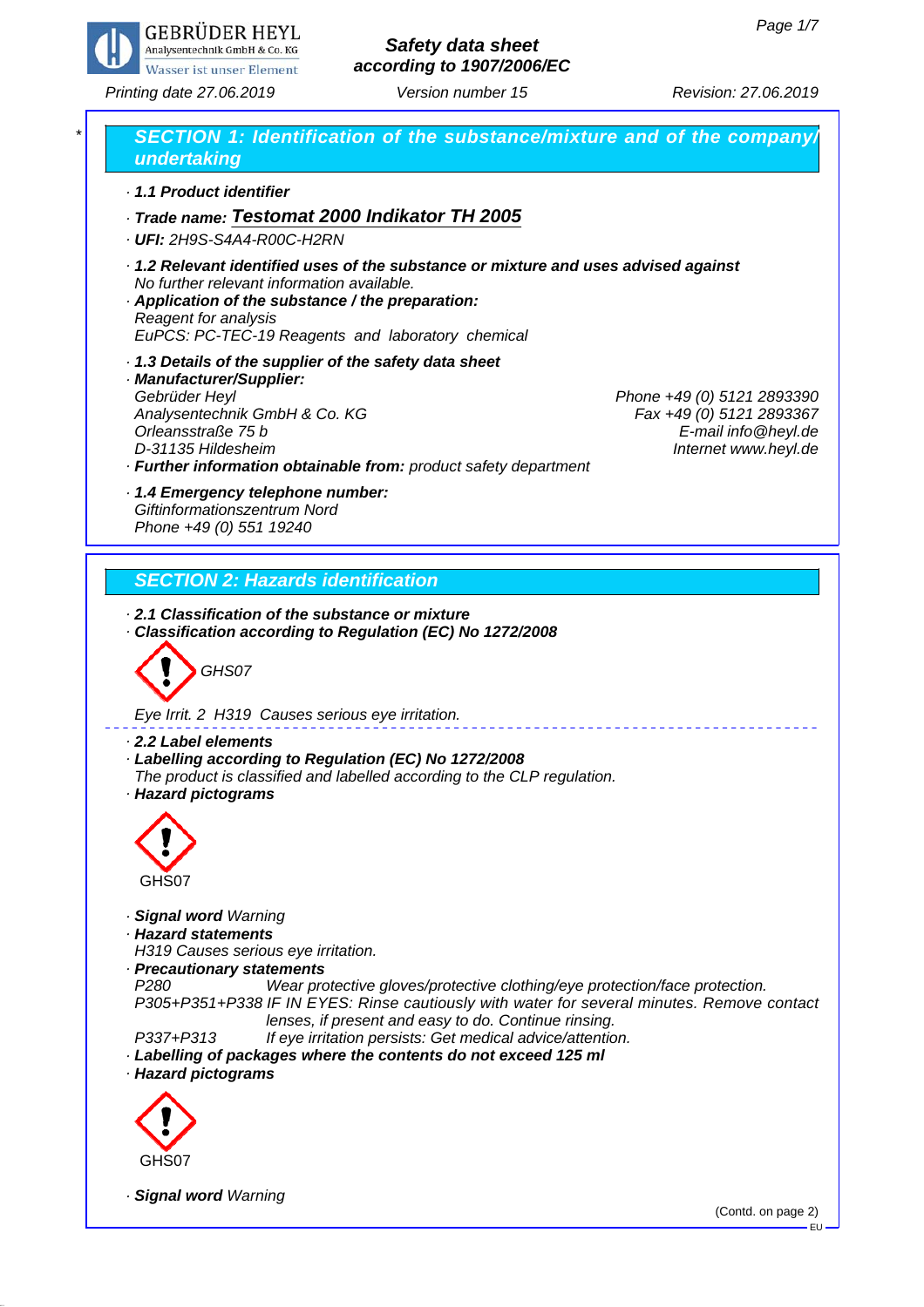**Safety data sheet**
**according to 1907/2006/EC**

Printing date 27.06.2019 | Version number 15 | Revision: 27.06.2019

## SECTION 1: Identification of the substance/mixture and of the company/undertaking

· **1.1 Product identifier**

· **Trade name: Testomat 2000 Indikator TH 2005**

· **UFI:** 2H9S-S4A4-R00C-H2RN

· **1.2 Relevant identified uses of the substance or mixture and uses advised against**
No further relevant information available.

· **Application of the substance / the preparation:**
Reagent for analysis
EuPCS: PC-TEC-19 Reagents and laboratory chemical

· **1.3 Details of the supplier of the safety data sheet**

· **Manufacturer/Supplier:**
Gebrüder Heyl
Analysentechnik GmbH & Co. KG
Orleansstraße 75 b
D-31135 Hildesheim

Phone +49 (0) 5121 2893390
Fax +49 (0) 5121 2893367
E-mail info@heyl.de
Internet www.heyl.de

· **Further information obtainable from:** product safety department

· **1.4 Emergency telephone number:**
Giftinformationszentrum Nord
Phone +49 (0) 551 19240

## SECTION 2: Hazards identification

· **2.1 Classification of the substance or mixture**

· **Classification according to Regulation (EC) No 1272/2008**

GHS07

Eye Irrit. 2 H319 Causes serious eye irritation.

· **2.2 Label elements**

· **Labelling according to Regulation (EC) No 1272/2008**
The product is classified and labelled according to the CLP regulation.

· **Hazard pictograms**

GHS07

· **Signal word** Warning

· **Hazard statements**
H319 Causes serious eye irritation.

· **Precautionary statements**

P280 Wear protective gloves/protective clothing/eye protection/face protection.
P305+P351+P338 IF IN EYES: Rinse cautiously with water for several minutes. Remove contact lenses, if present and easy to do. Continue rinsing.
P337+P313 If eye irritation persists: Get medical advice/attention.

· **Labelling of packages where the contents do not exceed 125 ml**

· **Hazard pictograms**

GHS07

· **Signal word** Warning

(Contd. on page 2)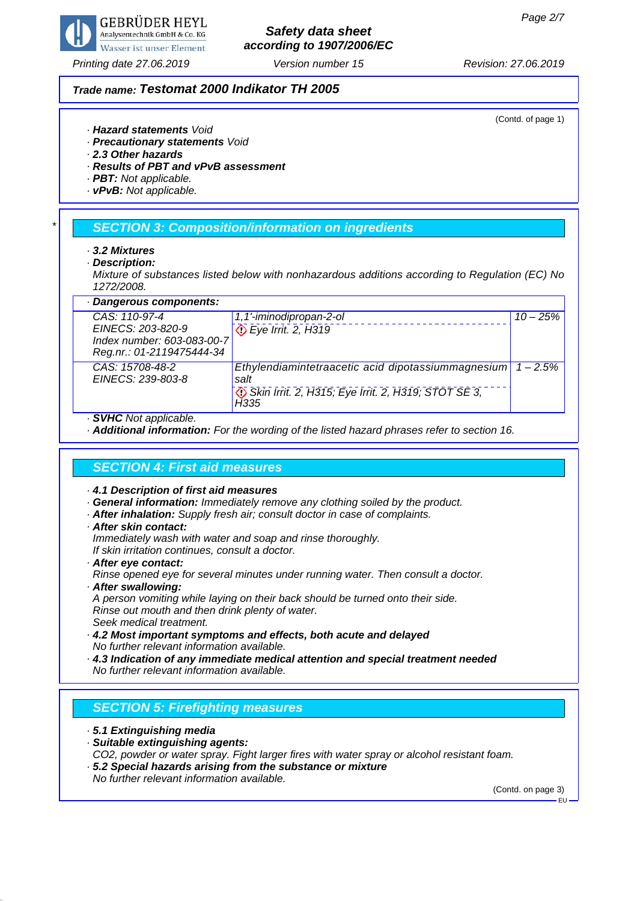**Trade name: Testomat 2000 Indikator TH 2005**

(Contd. of page 1)

- **Hazard statements** Void
- **Precautionary statements** Void
- **2.3 Other hazards**
- **Results of PBT and vPvB assessment**
- **PBT:** Not applicable.
- **vPvB:** Not applicable.

## SECTION 3: Composition/information on ingredients

- **3.2 Mixtures**
- **Description:**
  Mixture of substances listed below with nonhazardous additions according to Regulation (EC) No 1272/2008.

| · Dangerous components: | | |
|---|---|---|
| CAS: 110-97-4<br>EINECS: 203-820-9<br>Index number: 603-083-00-7<br>Reg.nr.: 01-2119475444-34 | 1,1'-iminodipropan-2-ol<br>Eye Irrit. 2, H319 | 10 – 25% |
| CAS: 15708-48-2<br>EINECS: 239-803-8 | Ethylendiamintetraacetic acid dipotassiummagnesium salt<br>Skin Irrit. 2, H315; Eye Irrit. 2, H319; STOT SE 3, H335 | 1 – 2.5% |

- **SVHC** Not applicable.
- **Additional information:** For the wording of the listed hazard phrases refer to section 16.

## SECTION 4: First aid measures

- **4.1 Description of first aid measures**
- **General information:** Immediately remove any clothing soiled by the product.
- **After inhalation:** Supply fresh air; consult doctor in case of complaints.
- **After skin contact:**
  Immediately wash with water and soap and rinse thoroughly.
  If skin irritation continues, consult a doctor.
- **After eye contact:**
  Rinse opened eye for several minutes under running water. Then consult a doctor.
- **After swallowing:**
  A person vomiting while laying on their back should be turned onto their side.
  Rinse out mouth and then drink plenty of water.
  Seek medical treatment.
- **4.2 Most important symptoms and effects, both acute and delayed**
  No further relevant information available.
- **4.3 Indication of any immediate medical attention and special treatment needed**
  No further relevant information available.

## SECTION 5: Firefighting measures

- **5.1 Extinguishing media**
- **Suitable extinguishing agents:**
  $CO_2$, powder or water spray. Fight larger fires with water spray or alcohol resistant foam.
- **5.2 Special hazards arising from the substance or mixture**
  No further relevant information available.

(Contd. on page 3)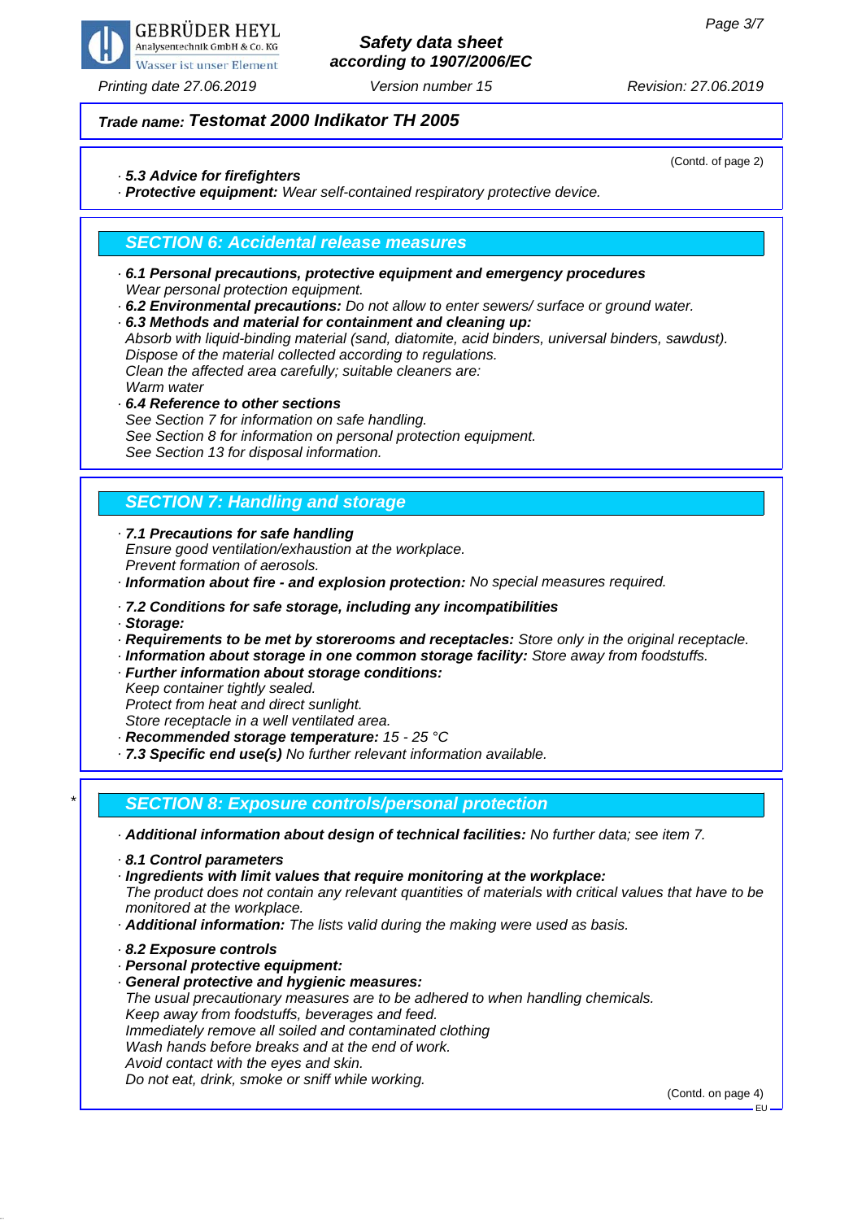**Trade name: Testomat 2000 Indikator TH 2005**

(Contd. of page 2)

· **5.3 Advice for firefighters**
· **Protective equipment:** Wear self-contained respiratory protective device.

## SECTION 6: Accidental release measures

· **6.1 Personal precautions, protective equipment and emergency procedures**
Wear personal protection equipment.
· **6.2 Environmental precautions:** Do not allow to enter sewers/ surface or ground water.
· **6.3 Methods and material for containment and cleaning up:**
Absorb with liquid-binding material (sand, diatomite, acid binders, universal binders, sawdust).
Dispose of the material collected according to regulations.
Clean the affected area carefully; suitable cleaners are:
Warm water
· **6.4 Reference to other sections**
See Section 7 for information on safe handling.
See Section 8 for information on personal protection equipment.
See Section 13 for disposal information.

## SECTION 7: Handling and storage

· **7.1 Precautions for safe handling**
Ensure good ventilation/exhaustion at the workplace.
Prevent formation of aerosols.
· **Information about fire - and explosion protection:** No special measures required.

· **7.2 Conditions for safe storage, including any incompatibilities**
· **Storage:**
· **Requirements to be met by storerooms and receptacles:** Store only in the original receptacle.
· **Information about storage in one common storage facility:** Store away from foodstuffs.
· **Further information about storage conditions:**
Keep container tightly sealed.
Protect from heat and direct sunlight.
Store receptacle in a well ventilated area.
· **Recommended storage temperature:** 15 - 25 °C
· **7.3 Specific end use(s)** No further relevant information available.

## * SECTION 8: Exposure controls/personal protection

· **Additional information about design of technical facilities:** No further data; see item 7.

· **8.1 Control parameters**
· **Ingredients with limit values that require monitoring at the workplace:**
The product does not contain any relevant quantities of materials with critical values that have to be monitored at the workplace.
· **Additional information:** The lists valid during the making were used as basis.

· **8.2 Exposure controls**
· **Personal protective equipment:**
· **General protective and hygienic measures:**
The usual precautionary measures are to be adhered to when handling chemicals.
Keep away from foodstuffs, beverages and feed.
Immediately remove all soiled and contaminated clothing
Wash hands before breaks and at the end of work.
Avoid contact with the eyes and skin.
Do not eat, drink, smoke or sniff while working.

(Contd. on page 4)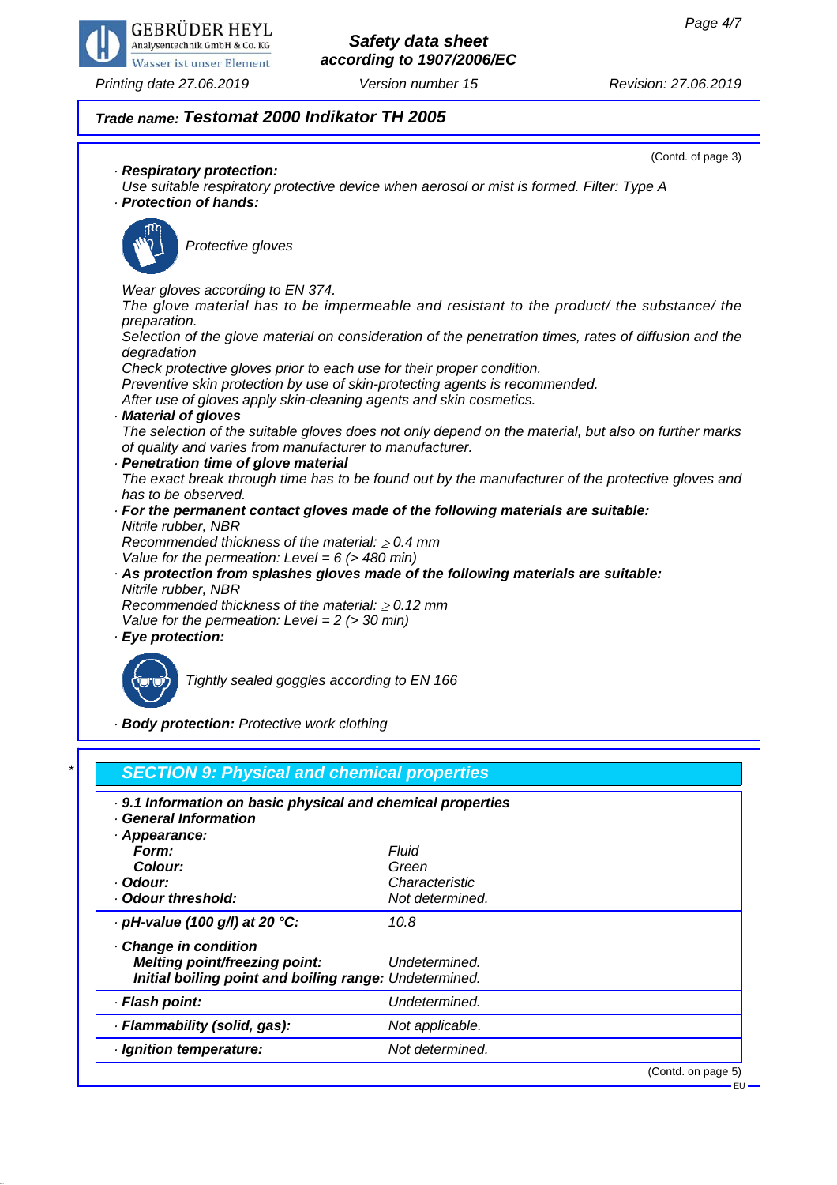**Trade name: Testomat 2000 Indikator TH 2005**

(Contd. of page 3)

· **Respiratory protection:**
Use suitable respiratory protective device when aerosol or mist is formed. Filter: Type A

· **Protection of hands:**

Protective gloves

Wear gloves according to EN 374.
The glove material has to be impermeable and resistant to the product/ the substance/ the preparation.
Selection of the glove material on consideration of the penetration times, rates of diffusion and the degradation
Check protective gloves prior to each use for their proper condition.
Preventive skin protection by use of skin-protecting agents is recommended.
After use of gloves apply skin-cleaning agents and skin cosmetics.

· **Material of gloves**
The selection of the suitable gloves does not only depend on the material, but also on further marks of quality and varies from manufacturer to manufacturer.

· **Penetration time of glove material**
The exact break through time has to be found out by the manufacturer of the protective gloves and has to be observed.

· **For the permanent contact gloves made of the following materials are suitable:**
Nitrile rubber, NBR
Recommended thickness of the material: ≥ 0.4 mm
Value for the permeation: Level = 6 (> 480 min)

· **As protection from splashes gloves made of the following materials are suitable:**
Nitrile rubber, NBR
Recommended thickness of the material: ≥ 0.12 mm
Value for the permeation: Level = 2 (> 30 min)

· **Eye protection:**

Tightly sealed goggles according to EN 166

· **Body protection:** Protective work clothing

## * SECTION 9: Physical and chemical properties

· **9.1 Information on basic physical and chemical properties**
· **General Information**
· **Appearance:**

| | |
|---|---|
| **Form:** | Fluid |
| **Colour:** | Green |
| · **Odour:** | Characteristic |
| · **Odour threshold:** | Not determined. |
| · **pH-value (100 g/l) at 20 °C:** | 10.8 |
| · **Change in condition** | |
| **Melting point/freezing point:** | Undetermined. |
| **Initial boiling point and boiling range:** | Undetermined. |
| · **Flash point:** | Undetermined. |
| · **Flammability (solid, gas):** | Not applicable. |
| · **Ignition temperature:** | Not determined. |

(Contd. on page 5)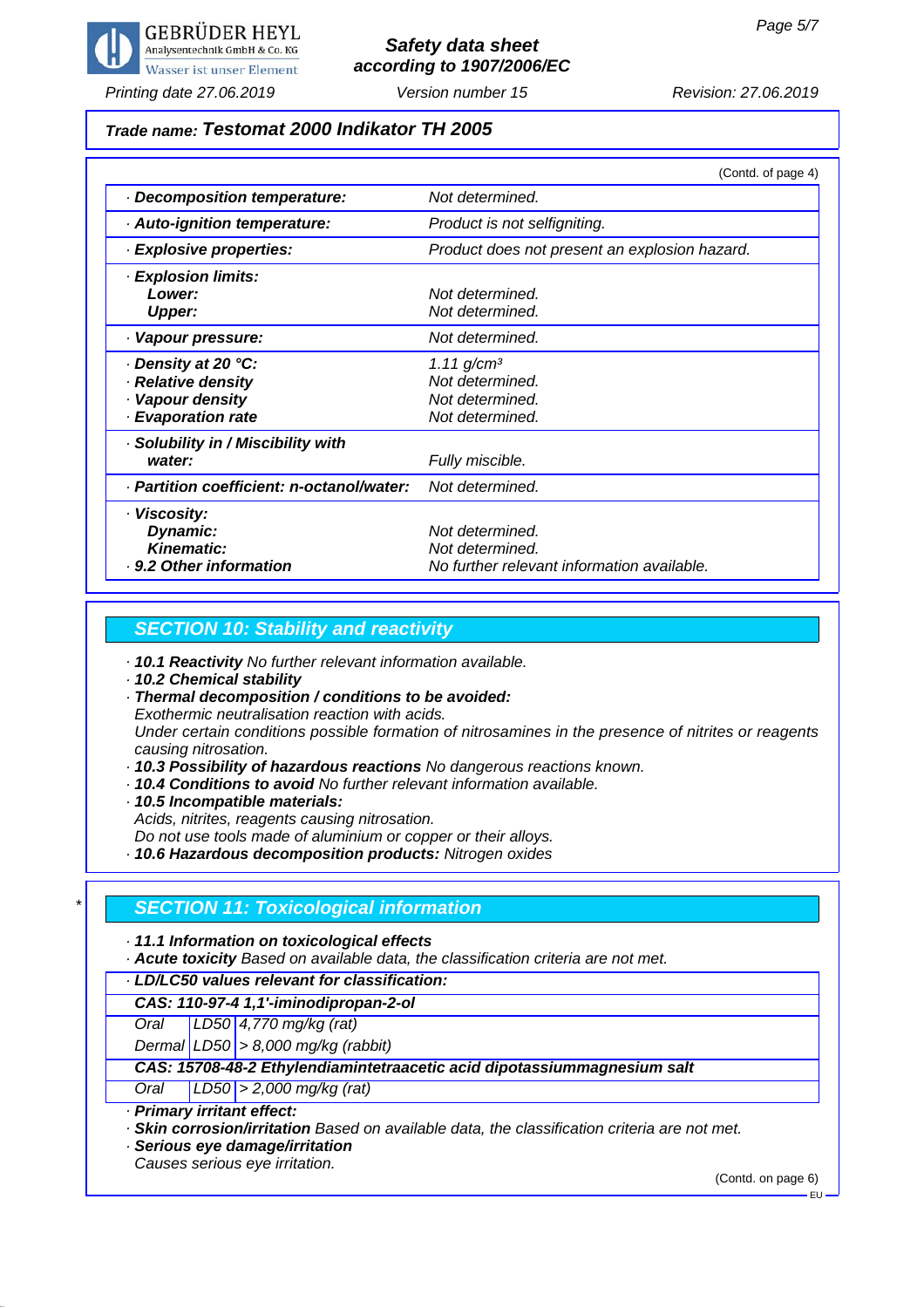**Trade name: Testomat 2000 Indikator TH 2005**

(Contd. of page 4)

| | |
|---|---|
| · **Decomposition temperature:** | Not determined. |
| · **Auto-ignition temperature:** | Product is not selfigniting. |
| · **Explosive properties:** | Product does not present an explosion hazard. |
| · **Explosion limits:** | |
| **Lower:** | Not determined. |
| **Upper:** | Not determined. |
| · **Vapour pressure:** | Not determined. |
| · **Density at 20 °C:** | 1.11 g/cm³ |
| · **Relative density** | Not determined. |
| · **Vapour density** | Not determined. |
| · **Evaporation rate** | Not determined. |
| · **Solubility in / Miscibility with water:** | Fully miscible. |
| · **Partition coefficient: n-octanol/water:** | Not determined. |
| · **Viscosity:** | |
| **Dynamic:** | Not determined. |
| **Kinematic:** | Not determined. |
| · **9.2 Other information** | No further relevant information available. |

## SECTION 10: Stability and reactivity

· **10.1 Reactivity** No further relevant information available.
· **10.2 Chemical stability**
· **Thermal decomposition / conditions to be avoided:**
Exothermic neutralisation reaction with acids.
Under certain conditions possible formation of nitrosamines in the presence of nitrites or reagents causing nitrosation.
· **10.3 Possibility of hazardous reactions** No dangerous reactions known.
· **10.4 Conditions to avoid** No further relevant information available.
· **10.5 Incompatible materials:**
Acids, nitrites, reagents causing nitrosation.
Do not use tools made of aluminium or copper or their alloys.
· **10.6 Hazardous decomposition products:** Nitrogen oxides

## * SECTION 11: Toxicological information

· **11.1 Information on toxicological effects**
· **Acute toxicity** Based on available data, the classification criteria are not met.

| · **LD/LC50 values relevant for classification:** | | |
|---|---|---|
| **CAS: 110-97-4 1,1'-iminodipropan-2-ol** | | |
| Oral | LD50 | 4,770 mg/kg (rat) |
| Dermal | LD50 | > 8,000 mg/kg (rabbit) |
| **CAS: 15708-48-2 Ethylendiamintetraacetic acid dipotassiummagnesium salt** | | |
| Oral | LD50 | > 2,000 mg/kg (rat) |

· **Primary irritant effect:**
· **Skin corrosion/irritation** Based on available data, the classification criteria are not met.
· **Serious eye damage/irritation**
Causes serious eye irritation.

(Contd. on page 6)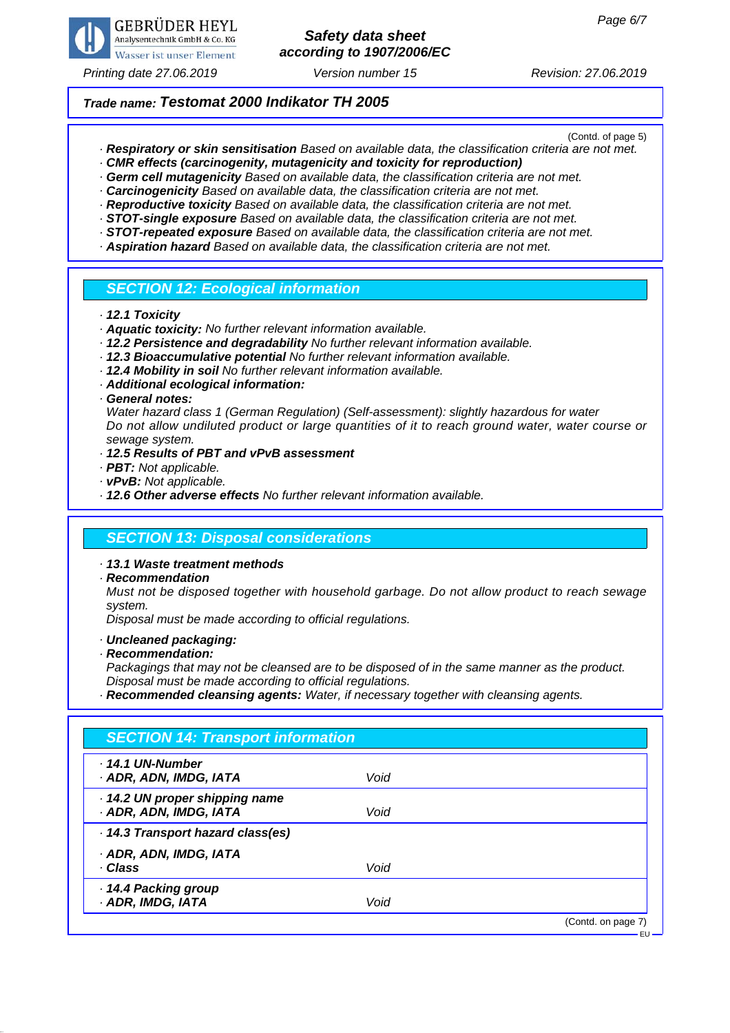(Contd. of page 5)

· **Respiratory or skin sensitisation** Based on available data, the classification criteria are not met.
· **CMR effects (carcinogenity, mutagenicity and toxicity for reproduction)**
· **Germ cell mutagenicity** Based on available data, the classification criteria are not met.
· **Carcinogenicity** Based on available data, the classification criteria are not met.
· **Reproductive toxicity** Based on available data, the classification criteria are not met.
· **STOT-single exposure** Based on available data, the classification criteria are not met.
· **STOT-repeated exposure** Based on available data, the classification criteria are not met.
· **Aspiration hazard** Based on available data, the classification criteria are not met.

## SECTION 12: Ecological information

· **12.1 Toxicity**
· **Aquatic toxicity:** No further relevant information available.
· **12.2 Persistence and degradability** No further relevant information available.
· **12.3 Bioaccumulative potential** No further relevant information available.
· **12.4 Mobility in soil** No further relevant information available.
· **Additional ecological information:**
· **General notes:**
Water hazard class 1 (German Regulation) (Self-assessment): slightly hazardous for water
Do not allow undiluted product or large quantities of it to reach ground water, water course or sewage system.
· **12.5 Results of PBT and vPvB assessment**
· **PBT:** Not applicable.
· **vPvB:** Not applicable.
· **12.6 Other adverse effects** No further relevant information available.

## SECTION 13: Disposal considerations

· **13.1 Waste treatment methods**
· **Recommendation**
Must not be disposed together with household garbage. Do not allow product to reach sewage system.
Disposal must be made according to official regulations.

· **Uncleaned packaging:**
· **Recommendation:**
Packagings that may not be cleansed are to be disposed of in the same manner as the product.
Disposal must be made according to official regulations.
· **Recommended cleansing agents:** Water, if necessary together with cleansing agents.

## SECTION 14: Transport information

| | |
|---|---|
| · **14.1 UN-Number** | |
| · **ADR, ADN, IMDG, IATA** | Void |
| · **14.2 UN proper shipping name** | |
| · **ADR, ADN, IMDG, IATA** | Void |
| · **14.3 Transport hazard class(es)** | |
| · **ADR, ADN, IMDG, IATA** | |
| · **Class** | Void |
| · **14.4 Packing group** | |
| · **ADR, IMDG, IATA** | Void |

(Contd. on page 7)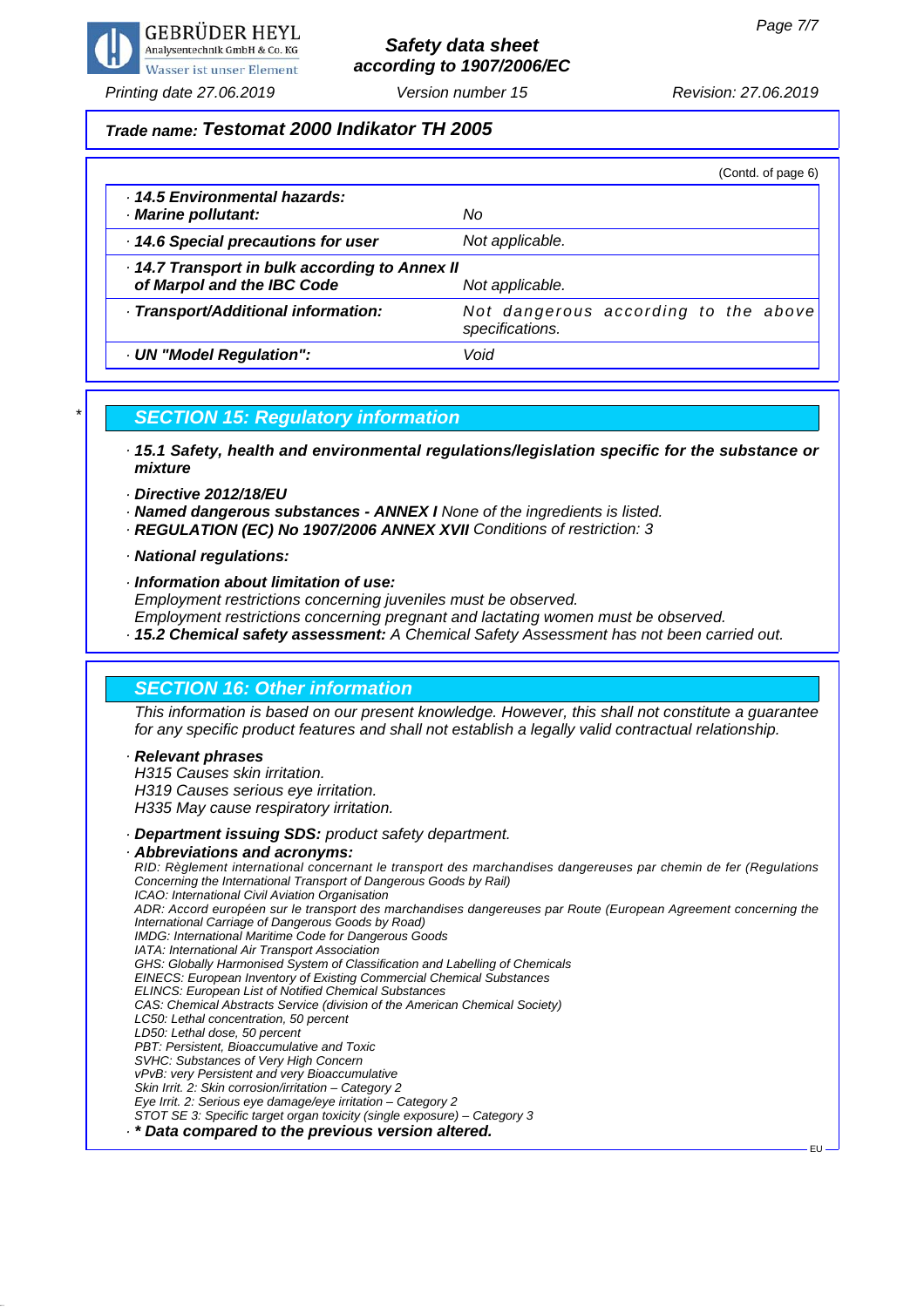**Trade name: Testomat 2000 Indikator TH 2005**

(Contd. of page 6)

| | |
|---|---|
| · **14.5 Environmental hazards:** · **Marine pollutant:** | No |
| · **14.6 Special precautions for user** | Not applicable. |
| · **14.7 Transport in bulk according to Annex II of Marpol and the IBC Code** | Not applicable. |
| · **Transport/Additional information:** | Not dangerous according to the above specifications. |
| · **UN "Model Regulation":** | Void |

\*

## SECTION 15: Regulatory information

· **15.1 Safety, health and environmental regulations/legislation specific for the substance or mixture**

· **Directive 2012/18/EU**
· **Named dangerous substances - ANNEX I** None of the ingredients is listed.
· **REGULATION (EC) No 1907/2006 ANNEX XVII** Conditions of restriction: 3

· **National regulations:**

· **Information about limitation of use:**
Employment restrictions concerning juveniles must be observed.
Employment restrictions concerning pregnant and lactating women must be observed.
· **15.2 Chemical safety assessment:** A Chemical Safety Assessment has not been carried out.

## SECTION 16: Other information

This information is based on our present knowledge. However, this shall not constitute a guarantee for any specific product features and shall not establish a legally valid contractual relationship.

· **Relevant phrases**
H315 Causes skin irritation.
H319 Causes serious eye irritation.
H335 May cause respiratory irritation.

· **Department issuing SDS:** product safety department.
· **Abbreviations and acronyms:**
RID: Règlement international concernant le transport des marchandises dangereuses par chemin de fer (Regulations Concerning the International Transport of Dangerous Goods by Rail)
ICAO: International Civil Aviation Organisation
ADR: Accord européen sur le transport des marchandises dangereuses par Route (European Agreement concerning the International Carriage of Dangerous Goods by Road)
IMDG: International Maritime Code for Dangerous Goods
IATA: International Air Transport Association
GHS: Globally Harmonised System of Classification and Labelling of Chemicals
EINECS: European Inventory of Existing Commercial Chemical Substances
ELINCS: European List of Notified Chemical Substances
CAS: Chemical Abstracts Service (division of the American Chemical Society)
LC50: Lethal concentration, 50 percent
LD50: Lethal dose, 50 percent
PBT: Persistent, Bioaccumulative and Toxic
SVHC: Substances of Very High Concern
vPvB: very Persistent and very Bioaccumulative
Skin Irrit. 2: Skin corrosion/irritation – Category 2
Eye Irrit. 2: Serious eye damage/eye irritation – Category 2
STOT SE 3: Specific target organ toxicity (single exposure) – Category 3
· **\* Data compared to the previous version altered.**